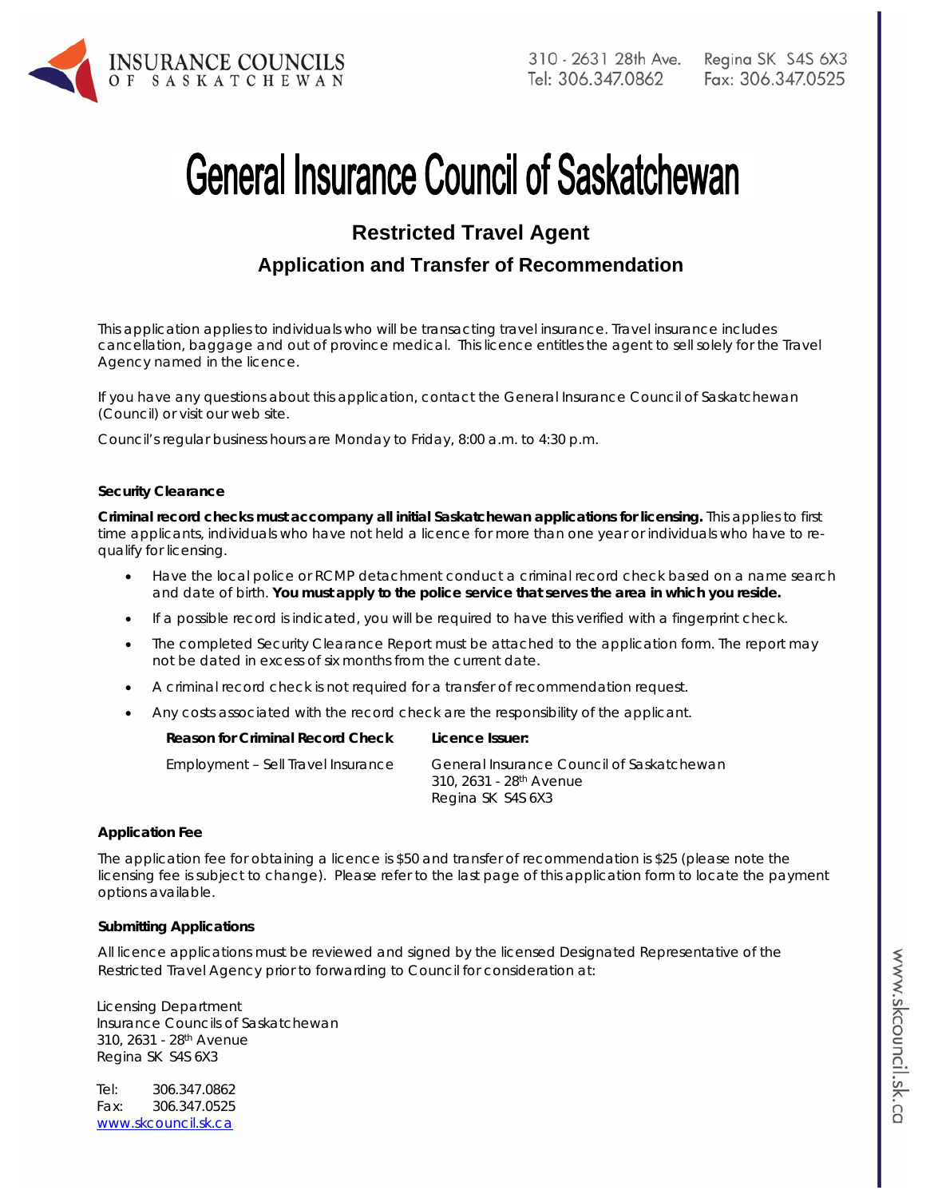# General Insurance Council of Saskatchewan

## Restricted Travel Agent

## Application and Transfer of Recommendation

This application applies to individuals who will be transacting travel insurance. Travel insurance includes cancellation, baggage and out of province medical. This licence entitles the agent to sell solely for the Travel Agency named in the licence.

If you have any questions about this application, contact the General Insurance Council of Saskatchewan (Council) or visit our web site.

Council's regular business hours are Monday to Friday, 8:00 a.m. to 4:30 p.m.

### Security Clearance

**Criminal record checks must accompany all initial Saskatchewan applications for licensing.** This applies to first time applicants, individuals who have not held a licence for more than one year or individuals who have to re-qualify for licensing.

- Have the local police or RCMP detachment conduct a criminal record check based on a name search and date of birth. **You must apply to the police service that serves the area in which you reside.**
- If a possible record is indicated, you will be required to have this verified with a fingerprint check.
- The completed Security Clearance Report must be attached to the application form. The report may not be dated in excess of six months from the current date.
- A criminal record check is not required for a transfer of recommendation request.
- Any costs associated with the record check are the responsibility of the applicant.

| Reason for Criminal Record Check | Licence Issuer: |
|---|---|
| Employment – Sell Travel Insurance | General Insurance Council of Saskatchewan<br>310, 2631 - 28th Avenue<br>Regina SK S4S 6X3 |

### Application Fee

The application fee for obtaining a licence is $50 and transfer of recommendation is $25 (please note the licensing fee is subject to change). Please refer to the last page of this application form to locate the payment options available.

### Submitting Applications

All licence applications must be reviewed and signed by the licensed Designated Representative of the Restricted Travel Agency prior to forwarding to Council for consideration at:

Licensing Department
Insurance Councils of Saskatchewan
310, 2631 - 28th Avenue
Regina SK S4S 6X3

Tel: 306.347.0862
Fax: 306.347.0525
www.skcouncil.sk.ca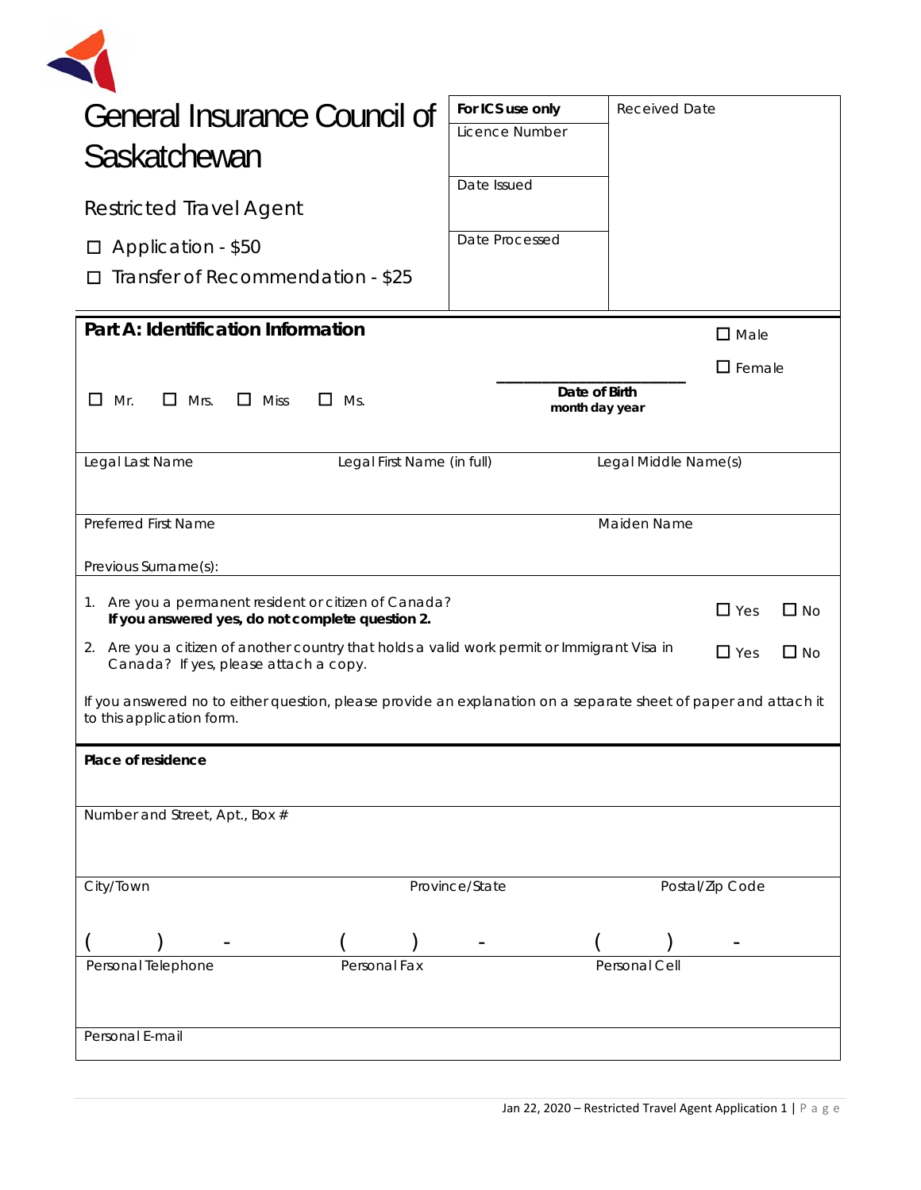# General Insurance Council of Saskatchewan

## Restricted Travel Agent

☐ Application - $50

☐ Transfer of Recommendation - $25

| **For ICS use only** | Received Date |
|---|---|
| Licence Number | |
| Date Issued | |
| Date Processed | |

## Part A: Identification Information

☐ Mr. ☐ Mrs. ☐ Miss ☐ Ms.

\_\_\_\_\_\_\_\_\_\_\_\_\_\_\_\_\_\_\_\_
**Date of Birth**
**month day year**

☐ Male
☐ Female

| Legal Last Name | Legal First Name (in full) | Legal Middle Name(s) |
|---|---|---|
| | | |

| Preferred First Name | Maiden Name |
|---|---|
| | |

Previous Surname(s):

1. Are you a permanent resident or citizen of Canada? ☐ Yes ☐ No
   **If you answered yes, do not complete question 2.**
2. Are you a citizen of another country that holds a valid work permit or Immigrant Visa in Canada? If yes, please attach a copy. ☐ Yes ☐ No

If you answered no to either question, please provide an explanation on a separate sheet of paper and attach it to this application form.

**Place of residence**

Number and Street, Apt., Box #

| City/Town | Province/State | Postal/Zip Code |
|---|---|---|
| | | |

| ( ) - | ( ) - | ( ) - |
|---|---|---|
| Personal Telephone | Personal Fax | Personal Cell |

Personal E-mail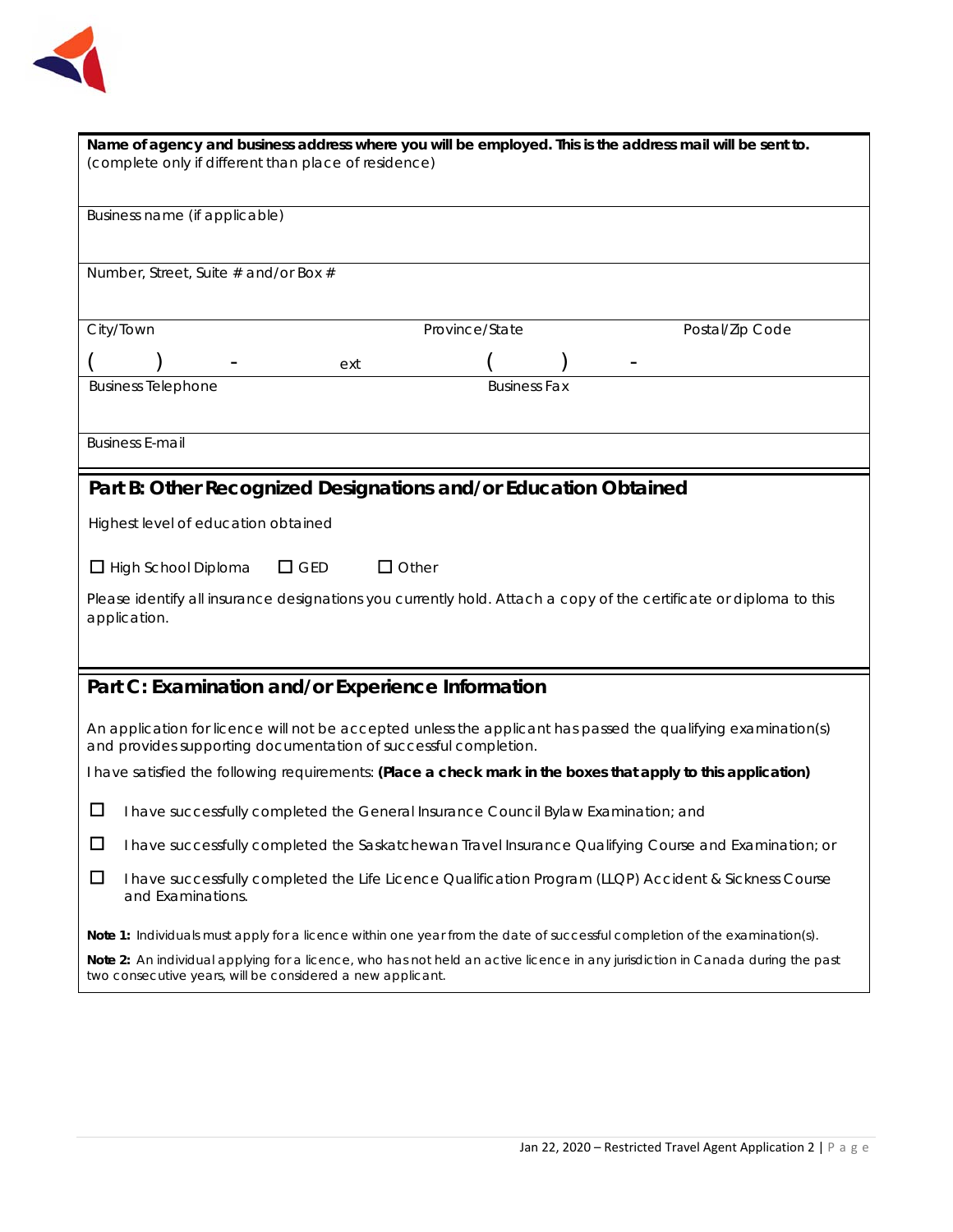**Name of agency and business address where you will be employed. This is the address mail will be sent to.**
(complete only if different than place of residence)

Business name (if applicable)

Number, Street, Suite # and/or Box #

City/Town | Province/State | Postal/Zip Code

( ) - ext ( ) -

Business Telephone | Business Fax

Business E-mail

## Part B: Other Recognized Designations and/or Education Obtained

Highest level of education obtained

☐ High School Diploma ☐ GED ☐ Other

Please identify all insurance designations you currently hold. Attach a copy of the certificate or diploma to this application.

## Part C: Examination and/or Experience Information

An application for licence will not be accepted unless the applicant has passed the qualifying examination(s) and provides supporting documentation of successful completion.

I have satisfied the following requirements: **(Place a check mark in the boxes that apply to this application)**

☐ I have successfully completed the General Insurance Council Bylaw Examination; and

☐ I have successfully completed the Saskatchewan Travel Insurance Qualifying Course and Examination; or

☐ I have successfully completed the Life Licence Qualification Program (LLQP) Accident & Sickness Course and Examinations.

**Note 1:** Individuals must apply for a licence within one year from the date of successful completion of the examination(s).

**Note 2:** An individual applying for a licence, who has not held an active licence in any jurisdiction in Canada during the past two consecutive years, will be considered a new applicant.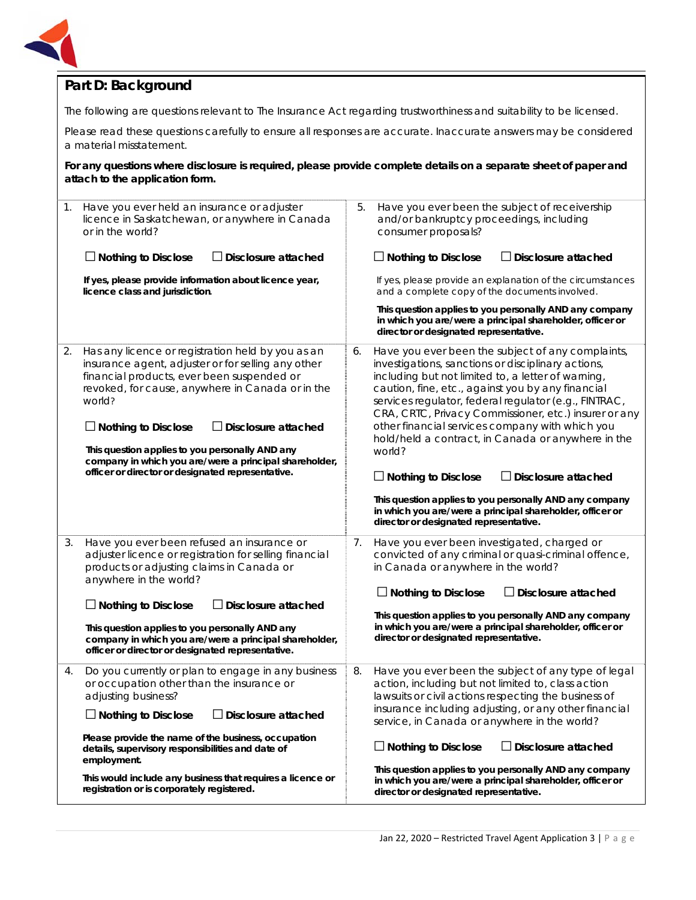## Part D: Background

The following are questions relevant to The Insurance Act regarding trustworthiness and suitability to be licensed.

Please read these questions carefully to ensure all responses are accurate. Inaccurate answers may be considered a material misstatement.

**For any questions where disclosure is required, please provide complete details on a separate sheet of paper and attach to the application form.**

1. Have you ever held an insurance or adjuster licence in Saskatchewan, or anywhere in Canada or in the world?

   ☐ **Nothing to Disclose** ☐ **Disclosure attached**

   **If yes, please provide information about licence year, licence class and jurisdiction.**

2. Has any licence or registration held by you as an insurance agent, adjuster or for selling any other financial products, ever been suspended or revoked, for cause, anywhere in Canada or in the world?

   ☐ **Nothing to Disclose** ☐ **Disclosure attached**

   **This question applies to you personally AND any company in which you are/were a principal shareholder, officer or director or designated representative.**

3. Have you ever been refused an insurance or adjuster licence or registration for selling financial products or adjusting claims in Canada or anywhere in the world?

   ☐ **Nothing to Disclose** ☐ **Disclosure attached**

   **This question applies to you personally AND any company in which you are/were a principal shareholder, officer or director or designated representative.**

4. Do you currently or plan to engage in any business or occupation other than the insurance or adjusting business?

   ☐ **Nothing to Disclose** ☐ **Disclosure attached**

   **Please provide the name of the business, occupation details, supervisory responsibilities and date of employment.**

   **This would include any business that requires a licence or registration or is corporately registered.**

5. Have you ever been the subject of receivership and/or bankruptcy proceedings, including consumer proposals?

   ☐ **Nothing to Disclose** ☐ **Disclosure attached**

   If yes, please provide an explanation of the circumstances and a complete copy of the documents involved.

   **This question applies to you personally AND any company in which you are/were a principal shareholder, officer or director or designated representative.**

6. Have you ever been the subject of any complaints, investigations, sanctions or disciplinary actions, including but not limited to, a letter of warning, caution, fine, etc., against you by any financial services regulator, federal regulator (e.g., FINTRAC, CRA, CRTC, Privacy Commissioner, etc.) insurer or any other financial services company with which you hold/held a contract, in Canada or anywhere in the world?

   ☐ **Nothing to Disclose** ☐ **Disclosure attached**

   **This question applies to you personally AND any company in which you are/were a principal shareholder, officer or director or designated representative.**

7. Have you ever been investigated, charged or convicted of any criminal or quasi-criminal offence, in Canada or anywhere in the world?

   ☐ **Nothing to Disclose** ☐ **Disclosure attached**

   **This question applies to you personally AND any company in which you are/were a principal shareholder, officer or director or designated representative.**

8. Have you ever been the subject of any type of legal action, including but not limited to, class action lawsuits or civil actions respecting the business of insurance including adjusting, or any other financial service, in Canada or anywhere in the world?

   ☐ **Nothing to Disclose** ☐ **Disclosure attached**

   **This question applies to you personally AND any company in which you are/were a principal shareholder, officer or director or designated representative.**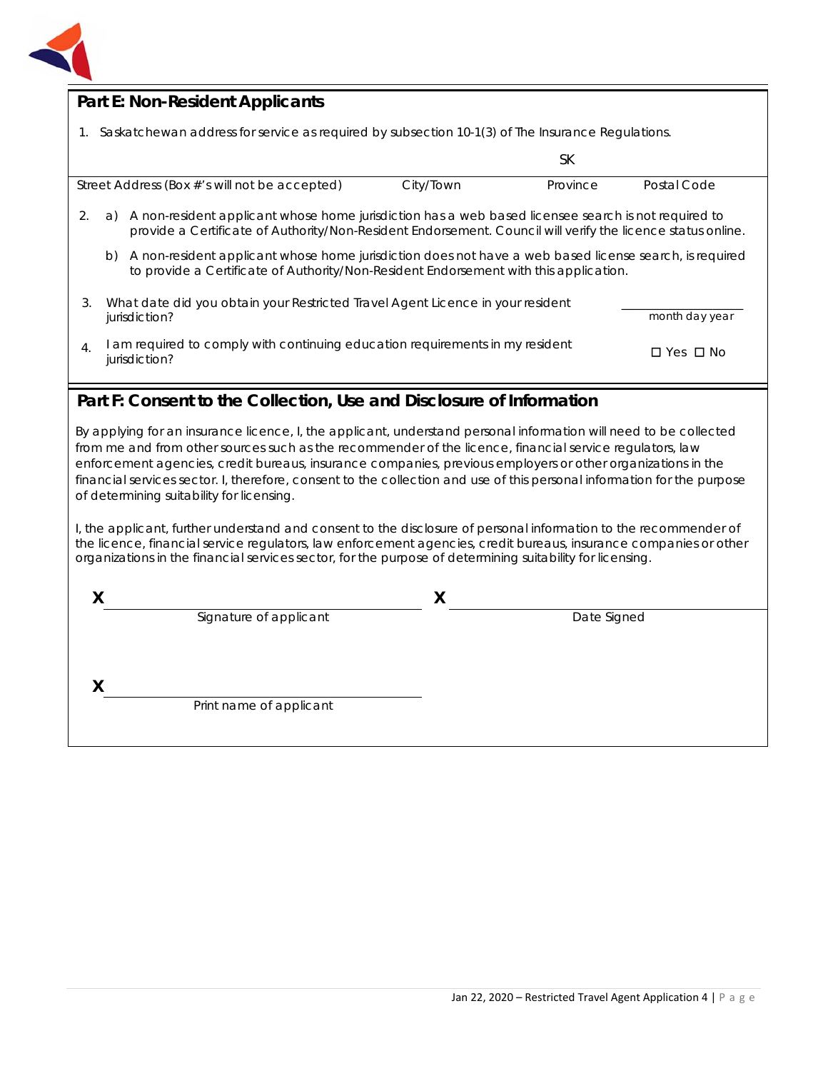## Part E: Non-Resident Applicants

1. Saskatchewan address for service as required by subsection 10-1(3) of The Insurance Regulations.

| Street Address (Box #'s will not be accepted) | City/Town | Province | Postal Code |
|---|---|---|---|
| | | SK | |

2. a) A non-resident applicant whose home jurisdiction has a web based licensee search is not required to provide a Certificate of Authority/Non-Resident Endorsement. Council will verify the licence status online.

   b) A non-resident applicant whose home jurisdiction does not have a web based license search, is required to provide a Certificate of Authority/Non-Resident Endorsement with this application.

3. What date did you obtain your Restricted Travel Agent Licence in your resident jurisdiction? ______________ month day year

4. I am required to comply with continuing education requirements in my resident jurisdiction? ☐ Yes ☐ No

## Part F: Consent to the Collection, Use and Disclosure of Information

By applying for an insurance licence, I, the applicant, understand personal information will need to be collected from me and from other sources such as the recommender of the licence, financial service regulators, law enforcement agencies, credit bureaus, insurance companies, previous employers or other organizations in the financial services sector. I, therefore, consent to the collection and use of this personal information for the purpose of determining suitability for licensing.

I, the applicant, further understand and consent to the disclosure of personal information to the recommender of the licence, financial service regulators, law enforcement agencies, credit bureaus, insurance companies or other organizations in the financial services sector, for the purpose of determining suitability for licensing.

X ______________________________ Signature of applicant

X ______________________________ Date Signed

X ______________________________ Print name of applicant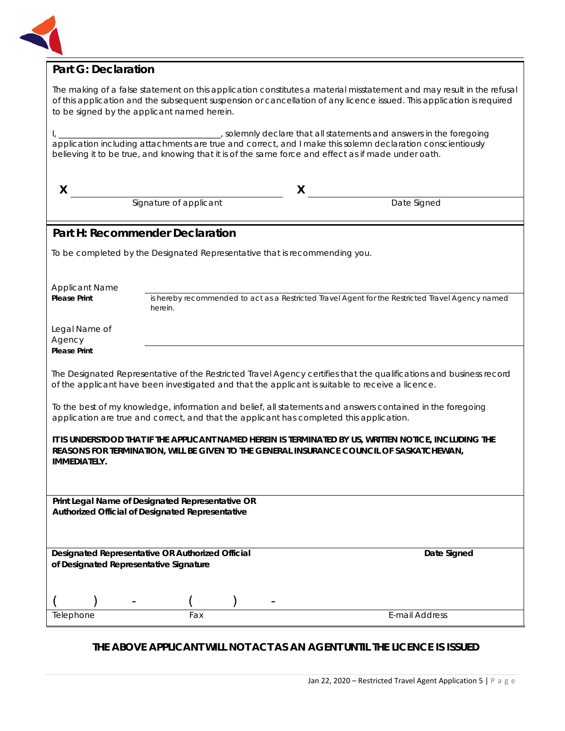## Part G: Declaration

The making of a false statement on this application constitutes a material misstatement and may result in the refusal of this application and the subsequent suspension or cancellation of any licence issued. This application is required to be signed by the applicant named herein.

I, ___________________________________, solemnly declare that all statements and answers in the foregoing application including attachments are true and correct, and I make this solemn declaration conscientiously believing it to be true, and knowing that it is of the same force and effect as if made under oath.

**X** ___________________________________ **X** ___________________________________

Signature of applicant | Date Signed

## Part H: Recommender Declaration

To be completed by the Designated Representative that is recommending you.

Applicant Name
**Please Print** ___________________________________

is hereby recommended to act as a Restricted Travel Agent for the Restricted Travel Agency named herein.

Legal Name of Agency
**Please Print** ___________________________________

The Designated Representative of the Restricted Travel Agency certifies that the qualifications and business record of the applicant have been investigated and that the applicant is suitable to receive a licence.

To the best of my knowledge, information and belief, all statements and answers contained in the foregoing application are true and correct, and that the applicant has completed this application.

**IT IS UNDERSTOOD THAT IF THE APPLICANT NAMED HEREIN IS TERMINATED BY US, WRITTEN NOTICE, INCLUDING THE REASONS FOR TERMINATION, WILL BE GIVEN TO THE GENERAL INSURANCE COUNCIL OF SASKATCHEWAN, IMMEDIATELY.**

**Print Legal Name of Designated Representative OR Authorized Official of Designated Representative**

___________________________________

**Designated Representative OR Authorized Official of Designated Representative Signature** | **Date Signed**

___________________________________

(   )   -   (   )   -

Telephone | Fax | E-mail Address

**THE ABOVE APPLICANT WILL NOT ACT AS AN AGENT UNTIL THE LICENCE IS ISSUED**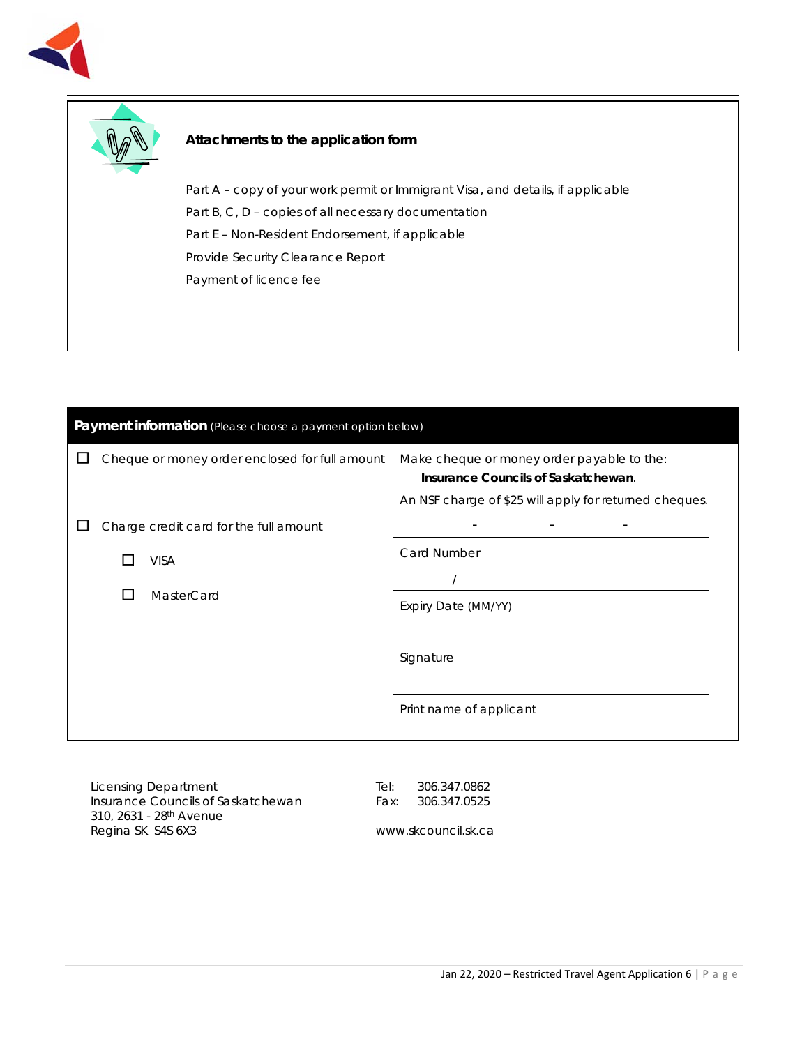### Attachments to the application form

Part A – copy of your work permit or Immigrant Visa, and details, if applicable

Part B, C, D – copies of all necessary documentation

Part E – Non-Resident Endorsement, if applicable

Provide Security Clearance Report

Payment of licence fee

| **Payment information** (Please choose a payment option below) | |
|---|---|
| ☐ Cheque or money order enclosed for full amount | Make cheque or money order payable to the: **Insurance Councils of Saskatchewan**. An NSF charge of $25 will apply for returned cheques. |
| ☐ Charge credit card for the full amount | \_\_\_\_ - \_\_\_\_ - \_\_\_\_ - \_\_\_\_ Card Number |
| ☐ VISA | |
| ☐ MasterCard | \_\_\_\_ / \_\_\_\_ Expiry Date (MM/YY) |
| | Signature |
| | Print name of applicant |

Licensing Department
Insurance Councils of Saskatchewan
310, 2631 - 28th Avenue
Regina SK S4S 6X3

Tel: 306.347.0862
Fax: 306.347.0525

www.skcouncil.sk.ca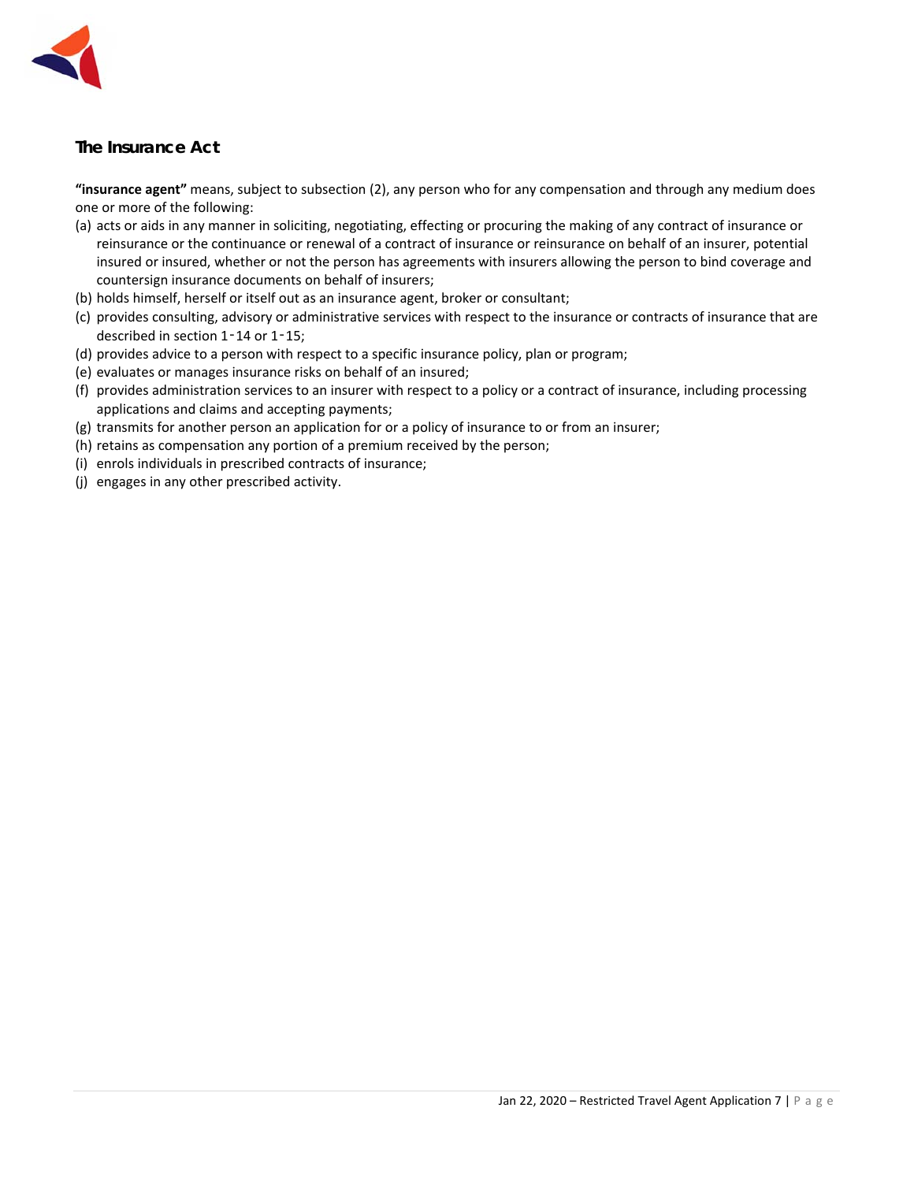## The Insurance Act

**"insurance agent"** means, subject to subsection (2), any person who for any compensation and through any medium does one or more of the following:

(a) acts or aids in any manner in soliciting, negotiating, effecting or procuring the making of any contract of insurance or reinsurance or the continuance or renewal of a contract of insurance or reinsurance on behalf of an insurer, potential insured or insured, whether or not the person has agreements with insurers allowing the person to bind coverage and countersign insurance documents on behalf of insurers;
(b) holds himself, herself or itself out as an insurance agent, broker or consultant;
(c) provides consulting, advisory or administrative services with respect to the insurance or contracts of insurance that are described in section 1‑14 or 1‑15;
(d) provides advice to a person with respect to a specific insurance policy, plan or program;
(e) evaluates or manages insurance risks on behalf of an insured;
(f) provides administration services to an insurer with respect to a policy or a contract of insurance, including processing applications and claims and accepting payments;
(g) transmits for another person an application for or a policy of insurance to or from an insurer;
(h) retains as compensation any portion of a premium received by the person;
(i) enrols individuals in prescribed contracts of insurance;
(j) engages in any other prescribed activity.